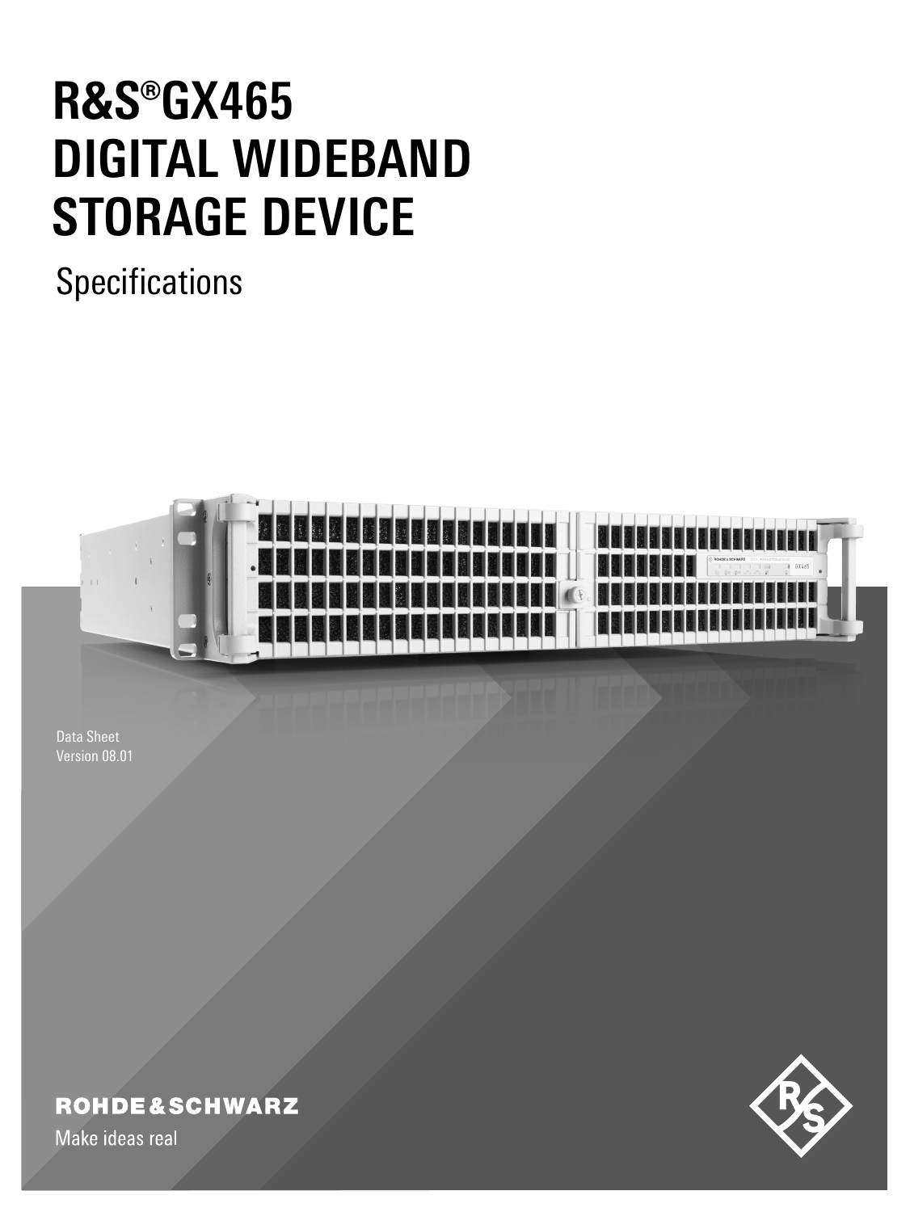# R&S®GX465 DIGITAL WIDEBAND STORAGE DEVICE

Specifications

Data Sheet
Version 08.01

ROHDE&SCHWARZ

Make ideas real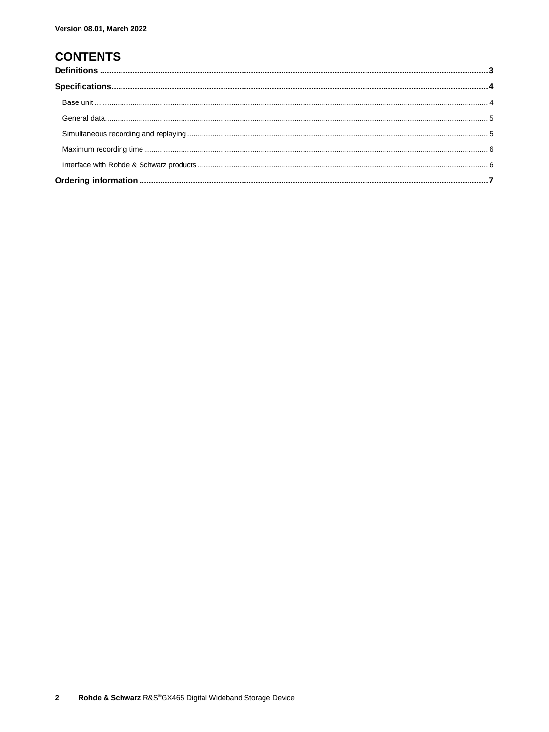Version 08.01, March 2022

# CONTENTS

**Definitions** ........................................ 3

**Specifications** ........................................ 4

- Base unit ........................................ 4
- General data ........................................ 5
- Simultaneous recording and replaying ........................................ 5
- Maximum recording time ........................................ 6
- Interface with Rohde & Schwarz products ........................................ 6

**Ordering information** ........................................ 7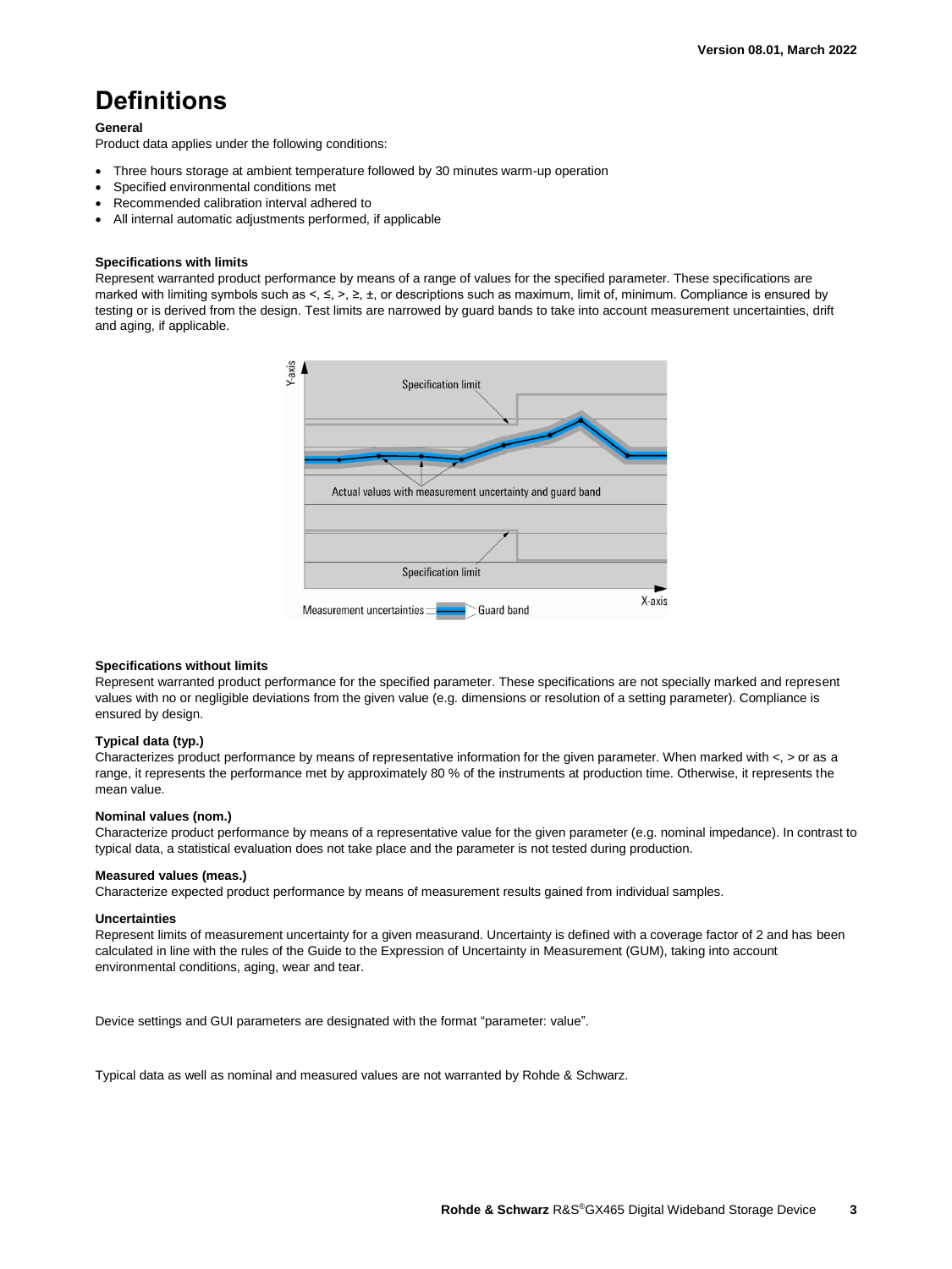# Definitions

**General**

Product data applies under the following conditions:

- Three hours storage at ambient temperature followed by 30 minutes warm-up operation
- Specified environmental conditions met
- Recommended calibration interval adhered to
- All internal automatic adjustments performed, if applicable

**Specifications with limits**

Represent warranted product performance by means of a range of values for the specified parameter. These specifications are marked with limiting symbols such as <, ≤, >, ≥, ±, or descriptions such as maximum, limit of, minimum. Compliance is ensured by testing or is derived from the design. Test limits are narrowed by guard bands to take into account measurement uncertainties, drift and aging, if applicable.

**Specifications without limits**

Represent warranted product performance for the specified parameter. These specifications are not specially marked and represent values with no or negligible deviations from the given value (e.g. dimensions or resolution of a setting parameter). Compliance is ensured by design.

**Typical data (typ.)**

Characterizes product performance by means of representative information for the given parameter. When marked with <, > or as a range, it represents the performance met by approximately 80 % of the instruments at production time. Otherwise, it represents the mean value.

**Nominal values (nom.)**

Characterize product performance by means of a representative value for the given parameter (e.g. nominal impedance). In contrast to typical data, a statistical evaluation does not take place and the parameter is not tested during production.

**Measured values (meas.)**

Characterize expected product performance by means of measurement results gained from individual samples.

**Uncertainties**

Represent limits of measurement uncertainty for a given measurand. Uncertainty is defined with a coverage factor of 2 and has been calculated in line with the rules of the Guide to the Expression of Uncertainty in Measurement (GUM), taking into account environmental conditions, aging, wear and tear.

Device settings and GUI parameters are designated with the format "parameter: value".

Typical data as well as nominal and measured values are not warranted by Rohde & Schwarz.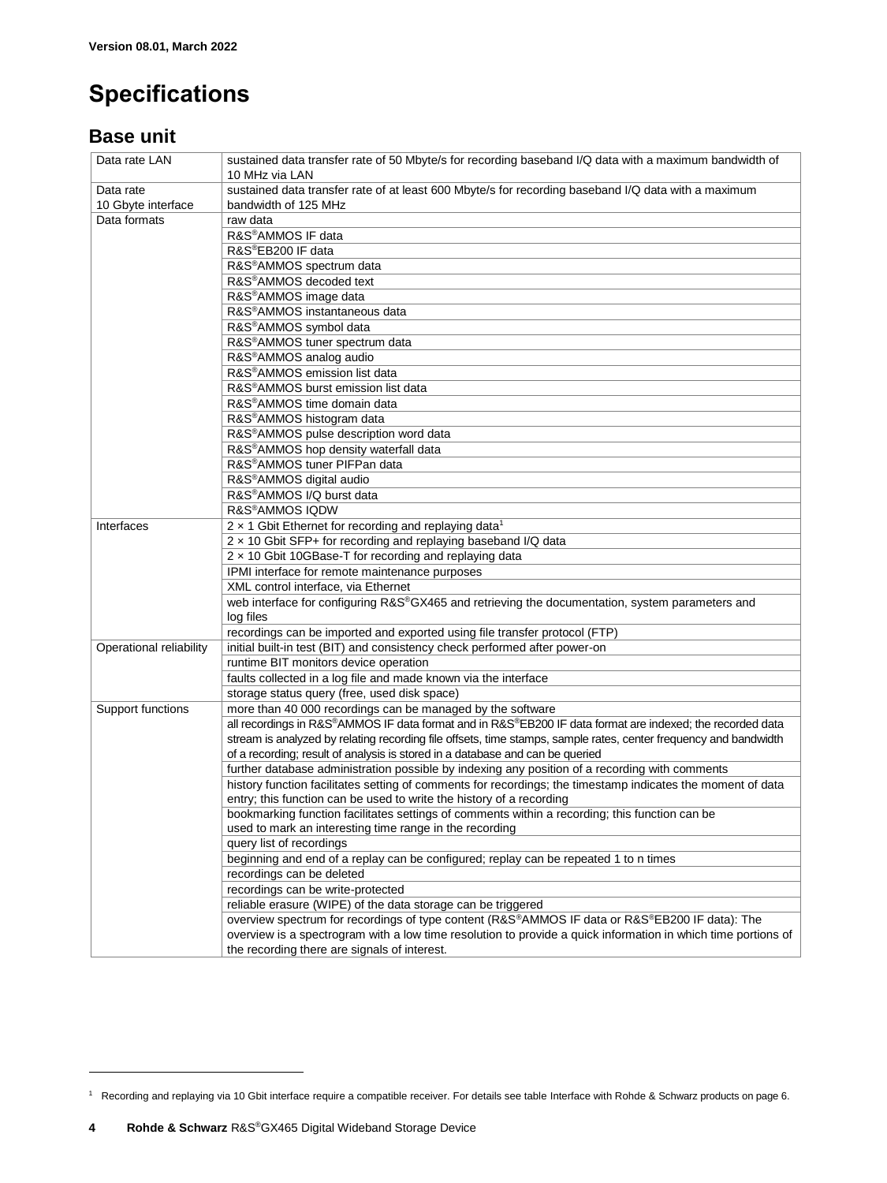Version 08.01, March 2022

# Specifications

## Base unit

| | |
|---|---|
| Data rate LAN | sustained data transfer rate of 50 Mbyte/s for recording baseband I/Q data with a maximum bandwidth of 10 MHz via LAN |
| Data rate 10 Gbyte interface | sustained data transfer rate of at least 600 Mbyte/s for recording baseband I/Q data with a maximum bandwidth of 125 MHz |
| Data formats | raw data |
| | R&S®AMMOS IF data |
| | R&S®EB200 IF data |
| | R&S®AMMOS spectrum data |
| | R&S®AMMOS decoded text |
| | R&S®AMMOS image data |
| | R&S®AMMOS instantaneous data |
| | R&S®AMMOS symbol data |
| | R&S®AMMOS tuner spectrum data |
| | R&S®AMMOS analog audio |
| | R&S®AMMOS emission list data |
| | R&S®AMMOS burst emission list data |
| | R&S®AMMOS time domain data |
| | R&S®AMMOS histogram data |
| | R&S®AMMOS pulse description word data |
| | R&S®AMMOS hop density waterfall data |
| | R&S®AMMOS tuner PIFPan data |
| | R&S®AMMOS digital audio |
| | R&S®AMMOS I/Q burst data |
| | R&S®AMMOS IQDW |
| Interfaces | 2 × 1 Gbit Ethernet for recording and replaying data[1] |
| | 2 × 10 Gbit SFP+ for recording and replaying baseband I/Q data |
| | 2 × 10 Gbit 10GBase-T for recording and replaying data |
| | IPMI interface for remote maintenance purposes |
| | XML control interface, via Ethernet |
| | web interface for configuring R&S®GX465 and retrieving the documentation, system parameters and log files |
| | recordings can be imported and exported using file transfer protocol (FTP) |
| Operational reliability | initial built-in test (BIT) and consistency check performed after power-on |
| | runtime BIT monitors device operation |
| | faults collected in a log file and made known via the interface |
| | storage status query (free, used disk space) |
| Support functions | more than 40 000 recordings can be managed by the software |
| | all recordings in R&S®AMMOS IF data format and in R&S®EB200 IF data format are indexed; the recorded data stream is analyzed by relating recording file offsets, time stamps, sample rates, center frequency and bandwidth of a recording; result of analysis is stored in a database and can be queried |
| | further database administration possible by indexing any position of a recording with comments |
| | history function facilitates setting of comments for recordings; the timestamp indicates the moment of data entry; this function can be used to write the history of a recording |
| | bookmarking function facilitates settings of comments within a recording; this function can be used to mark an interesting time range in the recording |
| | query list of recordings |
| | beginning and end of a replay can be configured; replay can be repeated 1 to n times |
| | recordings can be deleted |
| | recordings can be write-protected |
| | reliable erasure (WIPE) of the data storage can be triggered |
| | overview spectrum for recordings of type content (R&S®AMMOS IF data or R&S®EB200 IF data): The overview is a spectrogram with a low time resolution to provide a quick information in which time portions of the recording there are signals of interest. |

[1] Recording and replaying via 10 Gbit interface require a compatible receiver. For details see table Interface with Rohde & Schwarz products on page 6.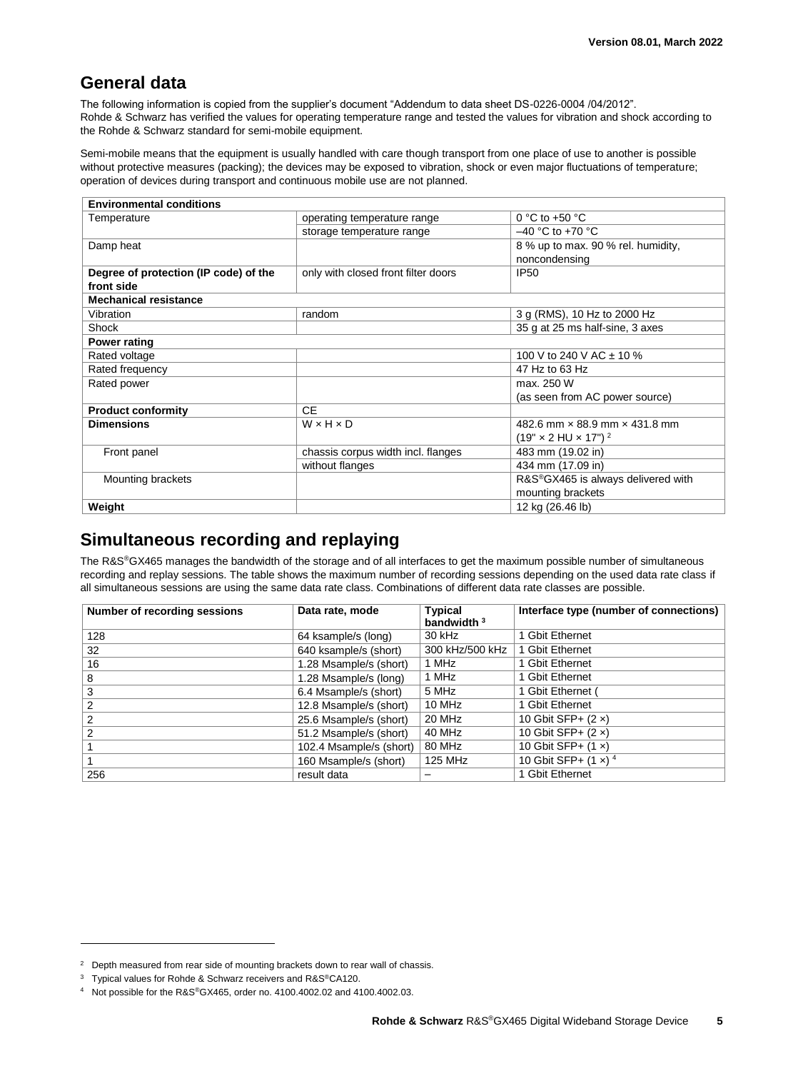## General data

The following information is copied from the supplier's document "Addendum to data sheet DS-0226-0004 /04/2012". Rohde & Schwarz has verified the values for operating temperature range and tested the values for vibration and shock according to the Rohde & Schwarz standard for semi-mobile equipment.

Semi-mobile means that the equipment is usually handled with care though transport from one place of use to another is possible without protective measures (packing); the devices may be exposed to vibration, shock or even major fluctuations of temperature; operation of devices during transport and continuous mobile use are not planned.

| **Environmental conditions** | | |
|---|---|---|
| Temperature | operating temperature range | 0 °C to +50 °C |
| | storage temperature range | –40 °C to +70 °C |
| Damp heat | | 8 % up to max. 90 % rel. humidity, noncondensing |
| **Degree of protection (IP code) of the front side** | only with closed front filter doors | IP50 |
| **Mechanical resistance** | | |
| Vibration | random | 3 g (RMS), 10 Hz to 2000 Hz |
| Shock | | 35 g at 25 ms half-sine, 3 axes |
| **Power rating** | | |
| Rated voltage | | 100 V to 240 V AC ± 10 % |
| Rated frequency | | 47 Hz to 63 Hz |
| Rated power | | max. 250 W (as seen from AC power source) |
| **Product conformity** | CE | |
| **Dimensions** | W × H × D | 482.6 mm × 88.9 mm × 431.8 mm (19" × 2 HU × 17") [2] |
| Front panel | chassis corpus width incl. flanges | 483 mm (19.02 in) |
| | without flanges | 434 mm (17.09 in) |
| Mounting brackets | | R&S®GX465 is always delivered with mounting brackets |
| **Weight** | | 12 kg (26.46 lb) |

## Simultaneous recording and replaying

The R&S®GX465 manages the bandwidth of the storage and of all interfaces to get the maximum possible number of simultaneous recording and replay sessions. The table shows the maximum number of recording sessions depending on the used data rate class if all simultaneous sessions are using the same data rate class. Combinations of different data rate classes are possible.

| Number of recording sessions | Data rate, mode | Typical bandwidth [3] | Interface type (number of connections) |
|---|---|---|---|
| 128 | 64 ksample/s (long) | 30 kHz | 1 Gbit Ethernet |
| 32 | 640 ksample/s (short) | 300 kHz/500 kHz | 1 Gbit Ethernet |
| 16 | 1.28 Msample/s (short) | 1 MHz | 1 Gbit Ethernet |
| 8 | 1.28 Msample/s (long) | 1 MHz | 1 Gbit Ethernet |
| 3 | 6.4 Msample/s (short) | 5 MHz | 1 Gbit Ethernet ( |
| 2 | 12.8 Msample/s (short) | 10 MHz | 1 Gbit Ethernet |
| 2 | 25.6 Msample/s (short) | 20 MHz | 10 Gbit SFP+ (2 ×) |
| 2 | 51.2 Msample/s (short) | 40 MHz | 10 Gbit SFP+ (2 ×) |
| 1 | 102.4 Msample/s (short) | 80 MHz | 10 Gbit SFP+ (1 ×) |
| 1 | 160 Msample/s (short) | 125 MHz | 10 Gbit SFP+ (1 ×) [4] |
| 256 | result data | – | 1 Gbit Ethernet |

[2] Depth measured from rear side of mounting brackets down to rear wall of chassis.

[3] Typical values for Rohde & Schwarz receivers and R&S®CA120.

[4] Not possible for the R&S®GX465, order no. 4100.4002.02 and 4100.4002.03.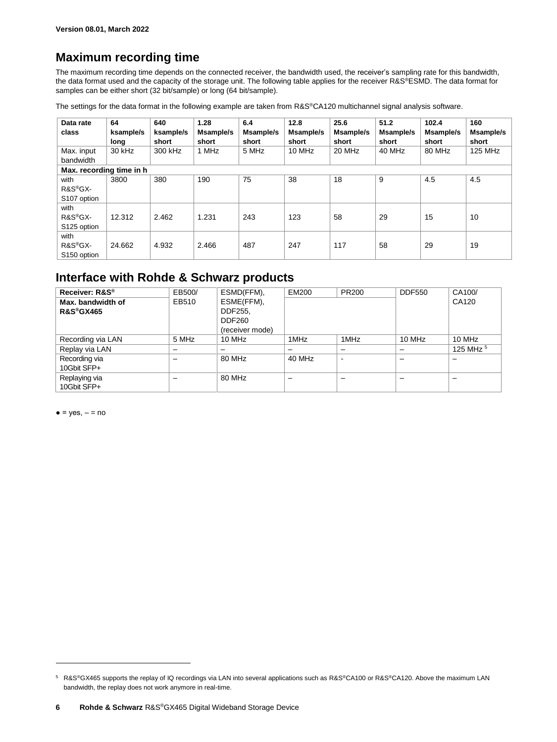## Maximum recording time

The maximum recording time depends on the connected receiver, the bandwidth used, the receiver's sampling rate for this bandwidth, the data format used and the capacity of the storage unit. The following table applies for the receiver R&S®ESMD. The data format for samples can be either short (32 bit/sample) or long (64 bit/sample).

The settings for the data format in the following example are taken from R&S®CA120 multichannel signal analysis software.

| Data rate class | 64 ksample/s long | 640 ksample/s short | 1.28 Msample/s short | 6.4 Msample/s short | 12.8 Msample/s short | 25.6 Msample/s short | 51.2 Msample/s short | 102.4 Msample/s short | 160 Msample/s short |
|---|---|---|---|---|---|---|---|---|---|
| Max. input bandwidth | 30 kHz | 300 kHz | 1 MHz | 5 MHz | 10 MHz | 20 MHz | 40 MHz | 80 MHz | 125 MHz |
| **Max. recording time in h** | | | | | | | | | |
| with R&S®GX-S107 option | 3800 | 380 | 190 | 75 | 38 | 18 | 9 | 4.5 | 4.5 |
| with R&S®GX-S125 option | 12.312 | 2.462 | 1.231 | 243 | 123 | 58 | 29 | 15 | 10 |
| with R&S®GX-S150 option | 24.662 | 4.932 | 2.466 | 487 | 247 | 117 | 58 | 29 | 19 |

## Interface with Rohde & Schwarz products

| **Receiver: R&S®** **Max. bandwidth of R&S®GX465** | EB500/ EB510 | ESMD(FFM), ESME(FFM), DDF255, DDF260 (receiver mode) | EM200 | PR200 | DDF550 | CA100/ CA120 |
|---|---|---|---|---|---|---|
| Recording via LAN | 5 MHz | 10 MHz | 1MHz | 1MHz | 10 MHz | 10 MHz |
| Replay via LAN | – | – | – | – | – | 125 MHz [5] |
| Recording via 10Gbit SFP+ | – | 80 MHz | 40 MHz | - | – | – |
| Replaying via 10Gbit SFP+ | – | 80 MHz | – | – | – | – |

● = yes, – = no

[5] R&S®GX465 supports the replay of IQ recordings via LAN into several applications such as R&S®CA100 or R&S®CA120. Above the maximum LAN bandwidth, the replay does not work anymore in real-time.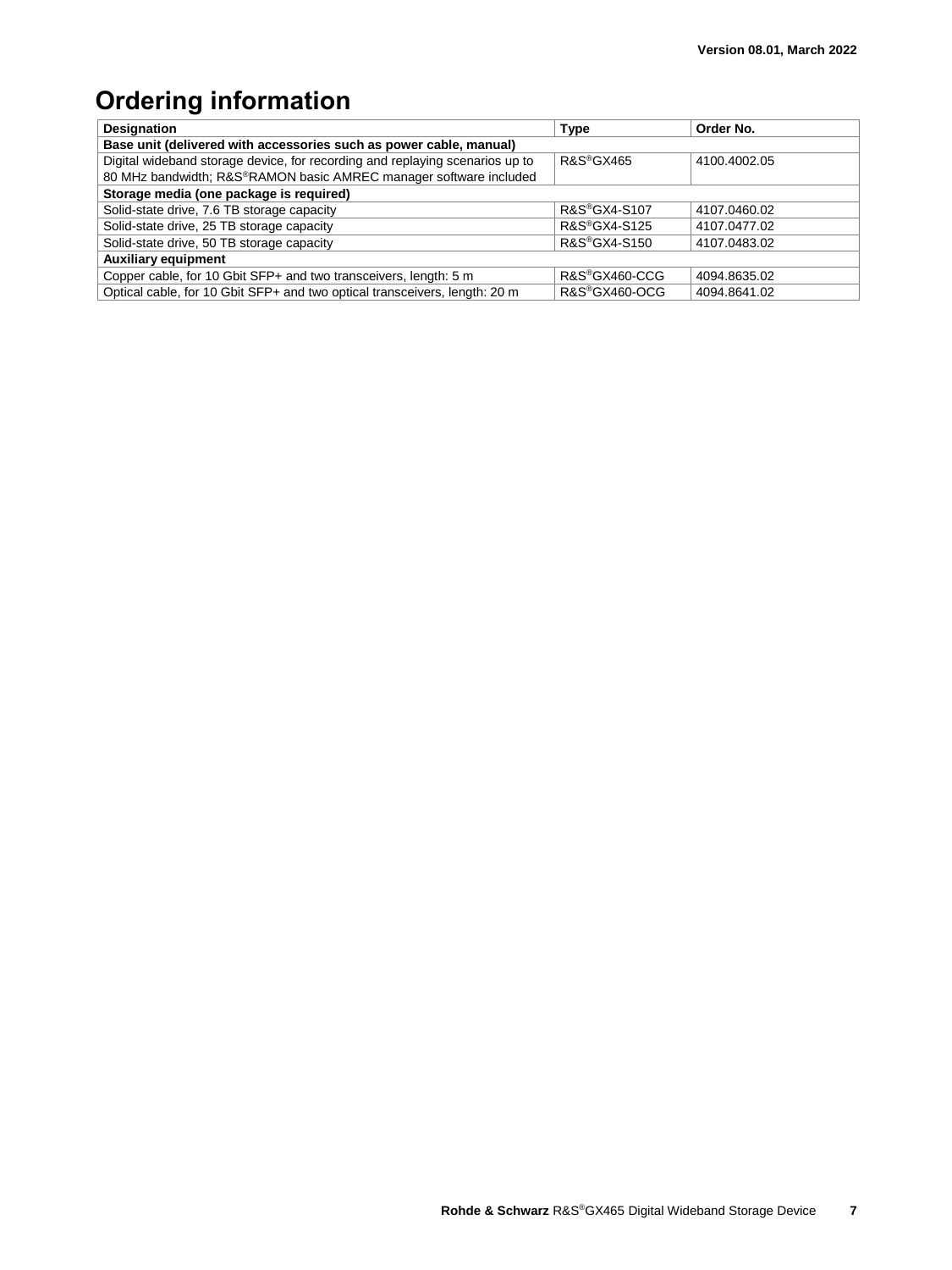# Ordering information

| Designation | Type | Order No. |
|---|---|---|
| **Base unit (delivered with accessories such as power cable, manual)** | | |
| Digital wideband storage device, for recording and replaying scenarios up to 80 MHz bandwidth; R&S®RAMON basic AMREC manager software included | R&S®GX465 | 4100.4002.05 |
| **Storage media (one package is required)** | | |
| Solid-state drive, 7.6 TB storage capacity | R&S®GX4-S107 | 4107.0460.02 |
| Solid-state drive, 25 TB storage capacity | R&S®GX4-S125 | 4107.0477.02 |
| Solid-state drive, 50 TB storage capacity | R&S®GX4-S150 | 4107.0483.02 |
| **Auxiliary equipment** | | |
| Copper cable, for 10 Gbit SFP+ and two transceivers, length: 5 m | R&S®GX460-CCG | 4094.8635.02 |
| Optical cable, for 10 Gbit SFP+ and two optical transceivers, length: 20 m | R&S®GX460-OCG | 4094.8641.02 |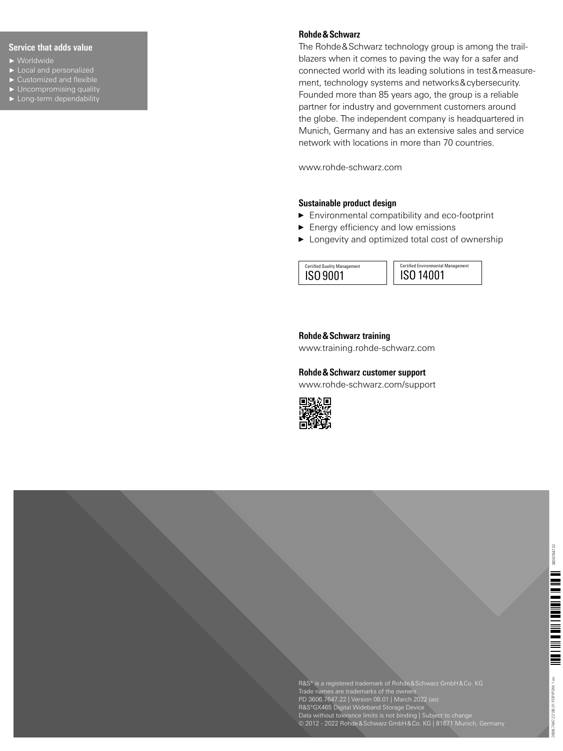### Service that adds value

- Worldwide
- Local and personalized
- Customized and flexible
- Uncompromising quality
- Long-term dependability

### Rohde & Schwarz

The Rohde & Schwarz technology group is among the trail-blazers when it comes to paving the way for a safer and connected world with its leading solutions in test & measurement, technology systems and networks & cybersecurity. Founded more than 85 years ago, the group is a reliable partner for industry and government customers around the globe. The independent company is headquartered in Munich, Germany and has an extensive sales and service network with locations in more than 70 countries.

www.rohde-schwarz.com

### Sustainable product design

- Environmental compatibility and eco-footprint
- Energy efficiency and low emissions
- Longevity and optimized total cost of ownership

Certified Quality Management
ISO 9001

Certified Environmental Management
ISO 14001

### Rohde & Schwarz training

www.training.rohde-schwarz.com

### Rohde & Schwarz customer support

www.rohde-schwarz.com/support

R&S® is a registered trademark of Rohde & Schwarz GmbH & Co. KG
Trade names are trademarks of the owners
PD 3606.7647.22 | Version 08.01 | March 2022 (as)
R&S®GX465 Digital Wideband Storage Device
Data without tolerance limits is not binding | Subject to change
© 2012 - 2022 Rohde & Schwarz GmbH & Co. KG | 81671 Munich, Germany

3606764722

3606.7647.22 08.01 PDP/PDW 1 en